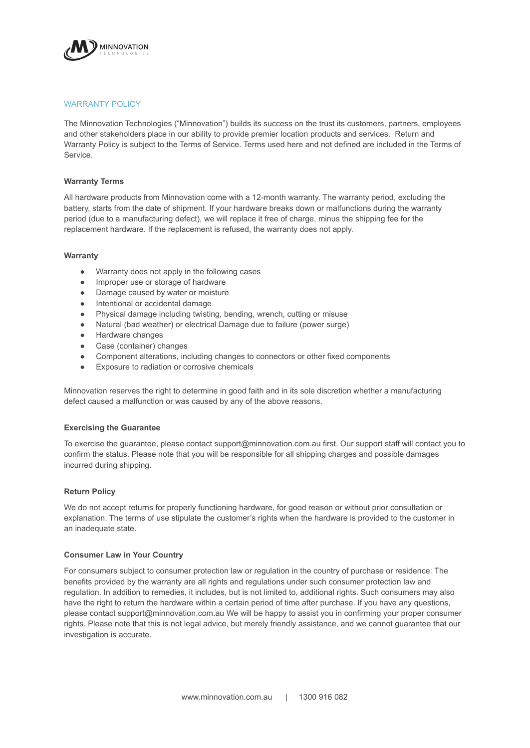MINNOVATION
TECHNOLOGIES

# WARRANTY POLICY

The Minnovation Technologies ("Minnovation") builds its success on the trust its customers, partners, employees and other stakeholders place in our ability to provide premier location products and services. Return and Warranty Policy is subject to the Terms of Service. Terms used here and not defined are included in the Terms of Service.

**Warranty Terms**

All hardware products from Minnovation come with a 12-month warranty. The warranty period, excluding the battery, starts from the date of shipment. If your hardware breaks down or malfunctions during the warranty period (due to a manufacturing defect), we will replace it free of charge, minus the shipping fee for the replacement hardware. If the replacement is refused, the warranty does not apply.

**Warranty**

- Warranty does not apply in the following cases
- Improper use or storage of hardware
- Damage caused by water or moisture
- Intentional or accidental damage
- Physical damage including twisting, bending, wrench, cutting or misuse
- Natural (bad weather) or electrical Damage due to failure (power surge)
- Hardware changes
- Case (container) changes
- Component alterations, including changes to connectors or other fixed components
- Exposure to radiation or corrosive chemicals

Minnovation reserves the right to determine in good faith and in its sole discretion whether a manufacturing defect caused a malfunction or was caused by any of the above reasons.

**Exercising the Guarantee**

To exercise the guarantee, please contact support@minnovation.com.au first. Our support staff will contact you to confirm the status. Please note that you will be responsible for all shipping charges and possible damages incurred during shipping.

**Return Policy**

We do not accept returns for properly functioning hardware, for good reason or without prior consultation or explanation. The terms of use stipulate the customer's rights when the hardware is provided to the customer in an inadequate state.

**Consumer Law in Your Country**

For consumers subject to consumer protection law or regulation in the country of purchase or residence: The benefits provided by the warranty are all rights and regulations under such consumer protection law and regulation. In addition to remedies, it includes, but is not limited to, additional rights. Such consumers may also have the right to return the hardware within a certain period of time after purchase. If you have any questions, please contact support@minnovation.com.au We will be happy to assist you in confirming your proper consumer rights. Please note that this is not legal advice, but merely friendly assistance, and we cannot guarantee that our investigation is accurate.

www.minnovation.com.au | 1300 916 082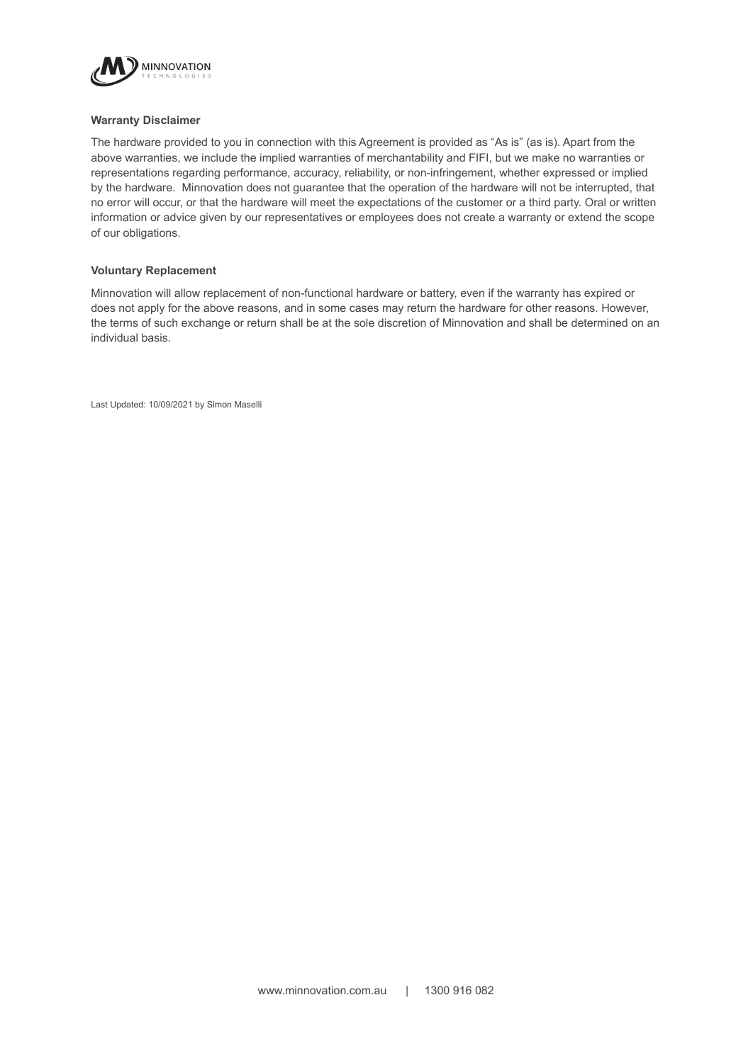**Warranty Disclaimer**

The hardware provided to you in connection with this Agreement is provided as "As is" (as is). Apart from the above warranties, we include the implied warranties of merchantability and FIFI, but we make no warranties or representations regarding performance, accuracy, reliability, or non-infringement, whether expressed or implied by the hardware. Minnovation does not guarantee that the operation of the hardware will not be interrupted, that no error will occur, or that the hardware will meet the expectations of the customer or a third party. Oral or written information or advice given by our representatives or employees does not create a warranty or extend the scope of our obligations.

**Voluntary Replacement**

Minnovation will allow replacement of non-functional hardware or battery, even if the warranty has expired or does not apply for the above reasons, and in some cases may return the hardware for other reasons. However, the terms of such exchange or return shall be at the sole discretion of Minnovation and shall be determined on an individual basis.

Last Updated: 10/09/2021 by Simon Maselli